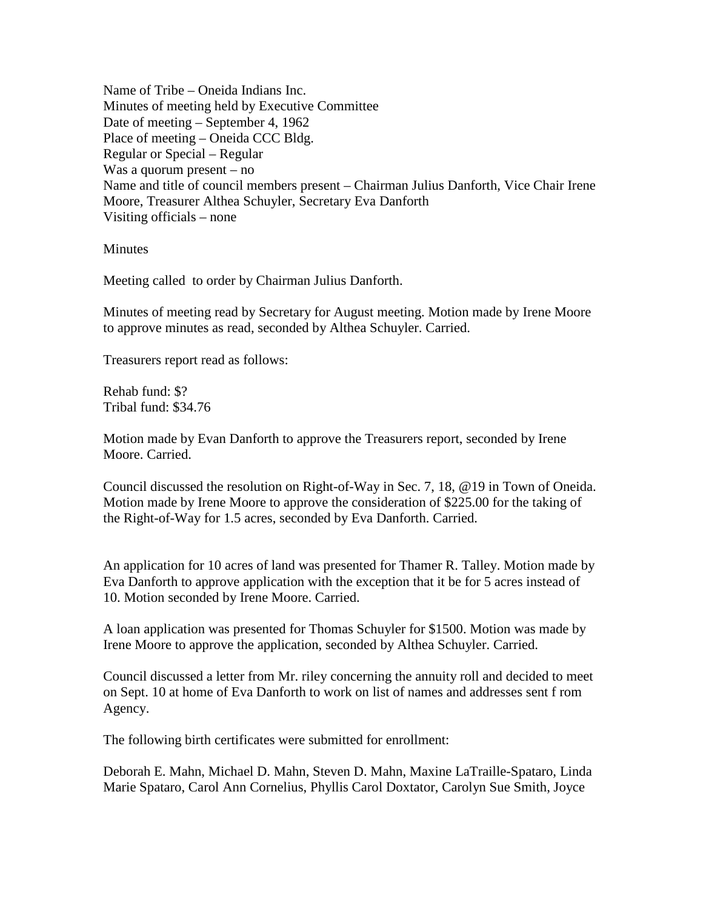Name of Tribe – Oneida Indians Inc.
Minutes of meeting held by Executive Committee
Date of meeting – September 4, 1962
Place of meeting – Oneida CCC Bldg.
Regular or Special – Regular
Was a quorum present – no
Name and title of council members present – Chairman Julius Danforth, Vice Chair Irene Moore, Treasurer Althea Schuyler, Secretary Eva Danforth
Visiting officials – none

Minutes

Meeting called to order by Chairman Julius Danforth.

Minutes of meeting read by Secretary for August meeting. Motion made by Irene Moore to approve minutes as read, seconded by Althea Schuyler. Carried.

Treasurers report read as follows:

Rehab fund: $?
Tribal fund: $34.76

Motion made by Evan Danforth to approve the Treasurers report, seconded by Irene Moore. Carried.

Council discussed the resolution on Right-of-Way in Sec. 7, 18, @19 in Town of Oneida. Motion made by Irene Moore to approve the consideration of $225.00 for the taking of the Right-of-Way for 1.5 acres, seconded by Eva Danforth. Carried.

An application for 10 acres of land was presented for Thamer R. Talley. Motion made by Eva Danforth to approve application with the exception that it be for 5 acres instead of 10. Motion seconded by Irene Moore. Carried.

A loan application was presented for Thomas Schuyler for $1500. Motion was made by Irene Moore to approve the application, seconded by Althea Schuyler. Carried.

Council discussed a letter from Mr. riley concerning the annuity roll and decided to meet on Sept. 10 at home of Eva Danforth to work on list of names and addresses sent f rom Agency.

The following birth certificates were submitted for enrollment:

Deborah E. Mahn, Michael D. Mahn, Steven D. Mahn, Maxine LaTraille-Spataro, Linda Marie Spataro, Carol Ann Cornelius, Phyllis Carol Doxtator, Carolyn Sue Smith, Joyce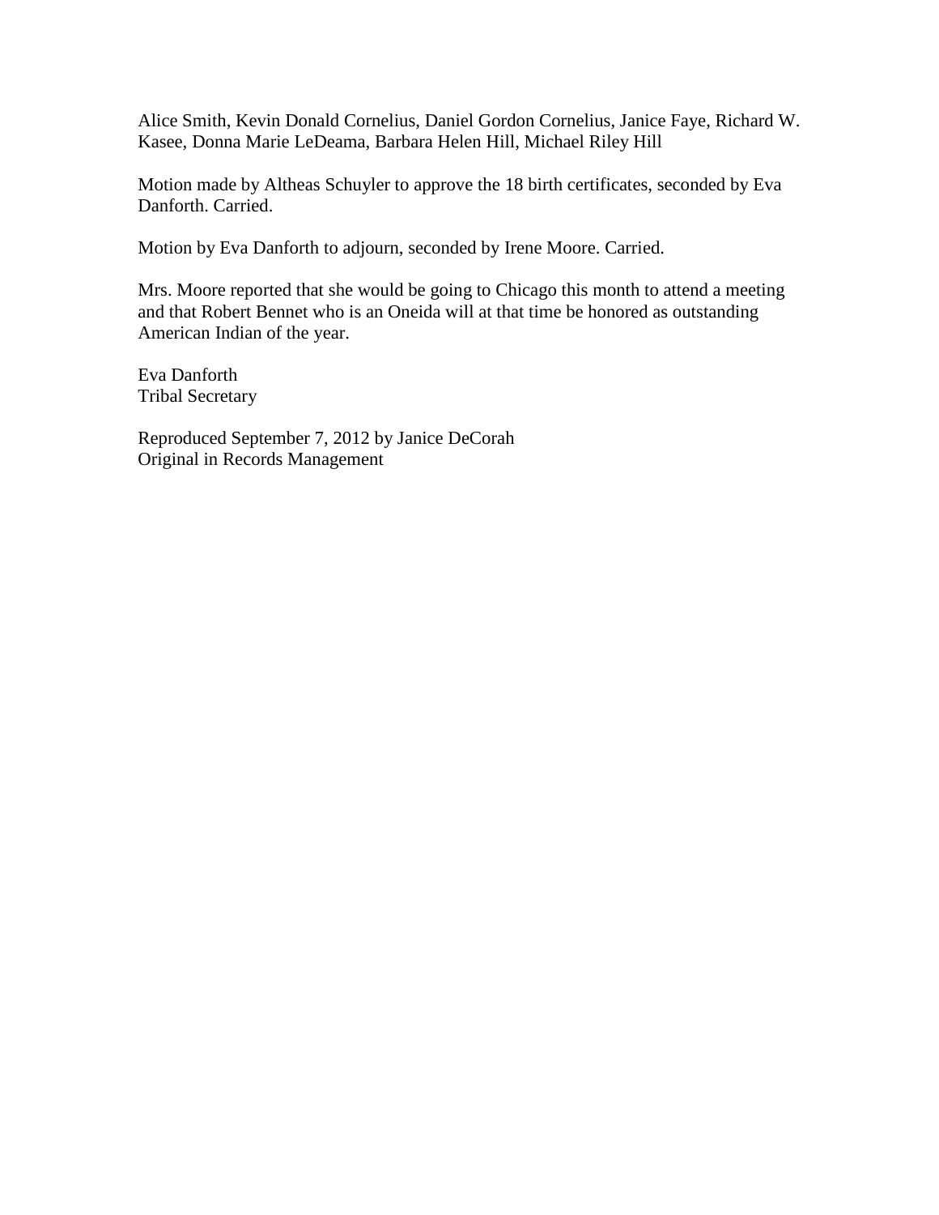Alice Smith, Kevin Donald Cornelius, Daniel Gordon Cornelius, Janice Faye, Richard W. Kasee, Donna Marie LeDeama, Barbara Helen Hill, Michael Riley Hill

Motion made by Altheas Schuyler to approve the 18 birth certificates, seconded by Eva Danforth. Carried.

Motion by Eva Danforth to adjourn, seconded by Irene Moore. Carried.

Mrs. Moore reported that she would be going to Chicago this month to attend a meeting and that Robert Bennet who is an Oneida will at that time be honored as outstanding American Indian of the year.

Eva Danforth
Tribal Secretary

Reproduced September 7, 2012 by Janice DeCorah
Original in Records Management